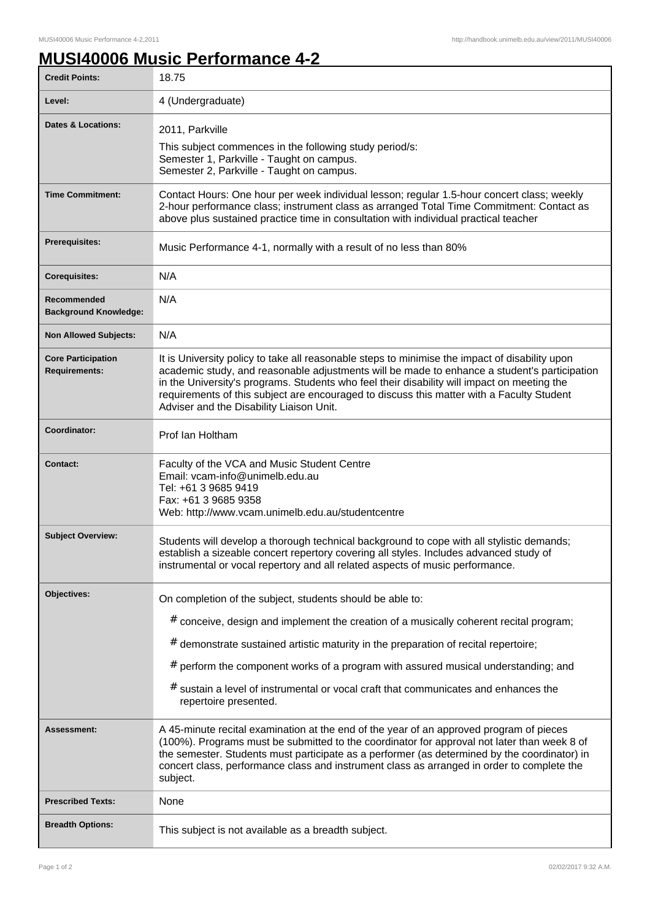# MUSI40006 Music Performance 4-2

| | |
|---|---|
| **Credit Points:** | 18.75 |
| **Level:** | 4 (Undergraduate) |
| **Dates & Locations:** | 2011, Parkville<br>This subject commences in the following study period/s:<br>Semester 1, Parkville - Taught on campus.<br>Semester 2, Parkville - Taught on campus. |
| **Time Commitment:** | Contact Hours: One hour per week individual lesson; regular 1.5-hour concert class; weekly 2-hour performance class; instrument class as arranged Total Time Commitment: Contact as above plus sustained practice time in consultation with individual practical teacher |
| **Prerequisites:** | Music Performance 4-1, normally with a result of no less than 80% |
| **Corequisites:** | N/A |
| **Recommended Background Knowledge:** | N/A |
| **Non Allowed Subjects:** | N/A |
| **Core Participation Requirements:** | It is University policy to take all reasonable steps to minimise the impact of disability upon academic study, and reasonable adjustments will be made to enhance a student's participation in the University's programs. Students who feel their disability will impact on meeting the requirements of this subject are encouraged to discuss this matter with a Faculty Student Adviser and the Disability Liaison Unit. |
| **Coordinator:** | Prof Ian Holtham |
| **Contact:** | Faculty of the VCA and Music Student Centre<br>Email: vcam-info@unimelb.edu.au<br>Tel: +61 3 9685 9419<br>Fax: +61 3 9685 9358<br>Web: http://www.vcam.unimelb.edu.au/studentcentre |
| **Subject Overview:** | Students will develop a thorough technical background to cope with all stylistic demands; establish a sizeable concert repertory covering all styles. Includes advanced study of instrumental or vocal repertory and all related aspects of music performance. |
| **Objectives:** | On completion of the subject, students should be able to:<br># conceive, design and implement the creation of a musically coherent recital program;<br># demonstrate sustained artistic maturity in the preparation of recital repertoire;<br># perform the component works of a program with assured musical understanding; and<br># sustain a level of instrumental or vocal craft that communicates and enhances the repertoire presented. |
| **Assessment:** | A 45-minute recital examination at the end of the year of an approved program of pieces (100%). Programs must be submitted to the coordinator for approval not later than week 8 of the semester. Students must participate as a performer (as determined by the coordinator) in concert class, performance class and instrument class as arranged in order to complete the subject. |
| **Prescribed Texts:** | None |
| **Breadth Options:** | This subject is not available as a breadth subject. |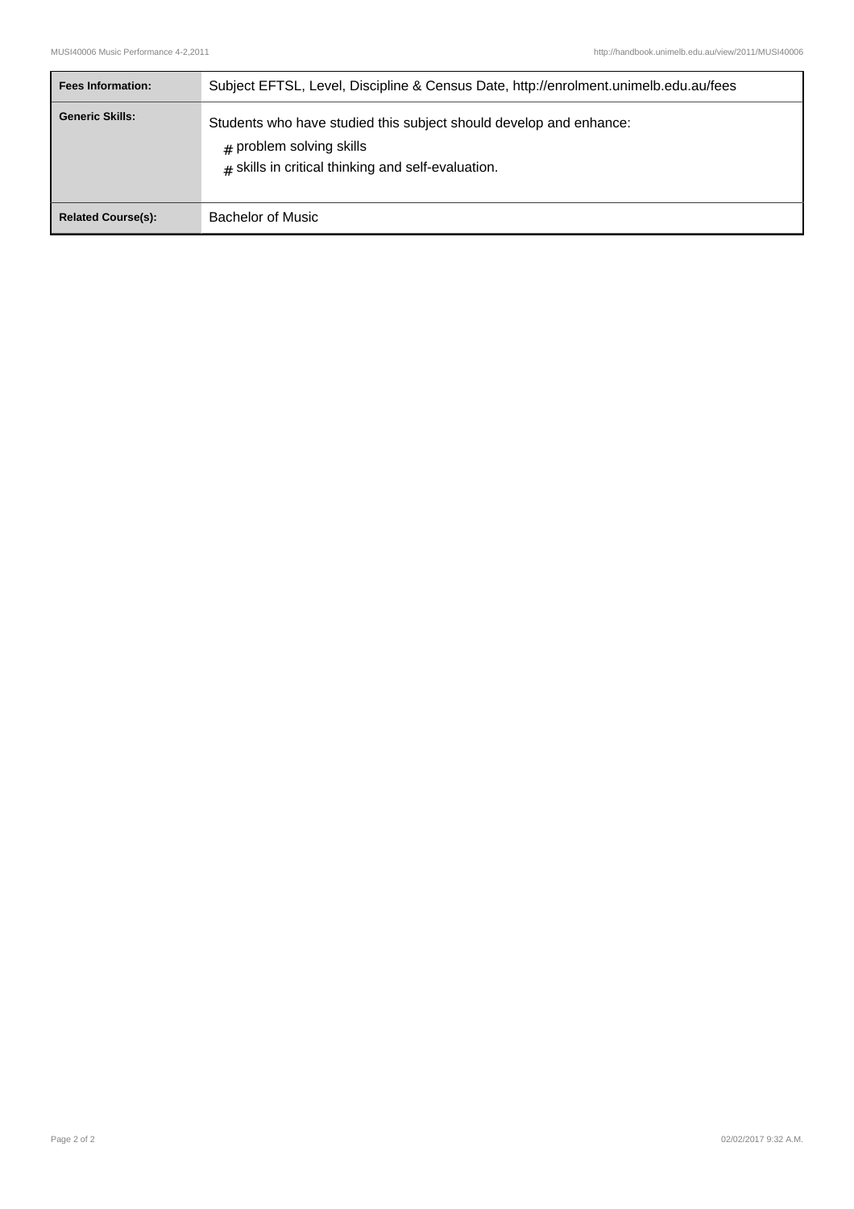| | |
|---|---|
| **Fees Information:** | Subject EFTSL, Level, Discipline & Census Date, http://enrolment.unimelb.edu.au/fees |
| **Generic Skills:** | Students who have studied this subject should develop and enhance:<br># problem solving skills<br># skills in critical thinking and self-evaluation. |
| **Related Course(s):** | Bachelor of Music |